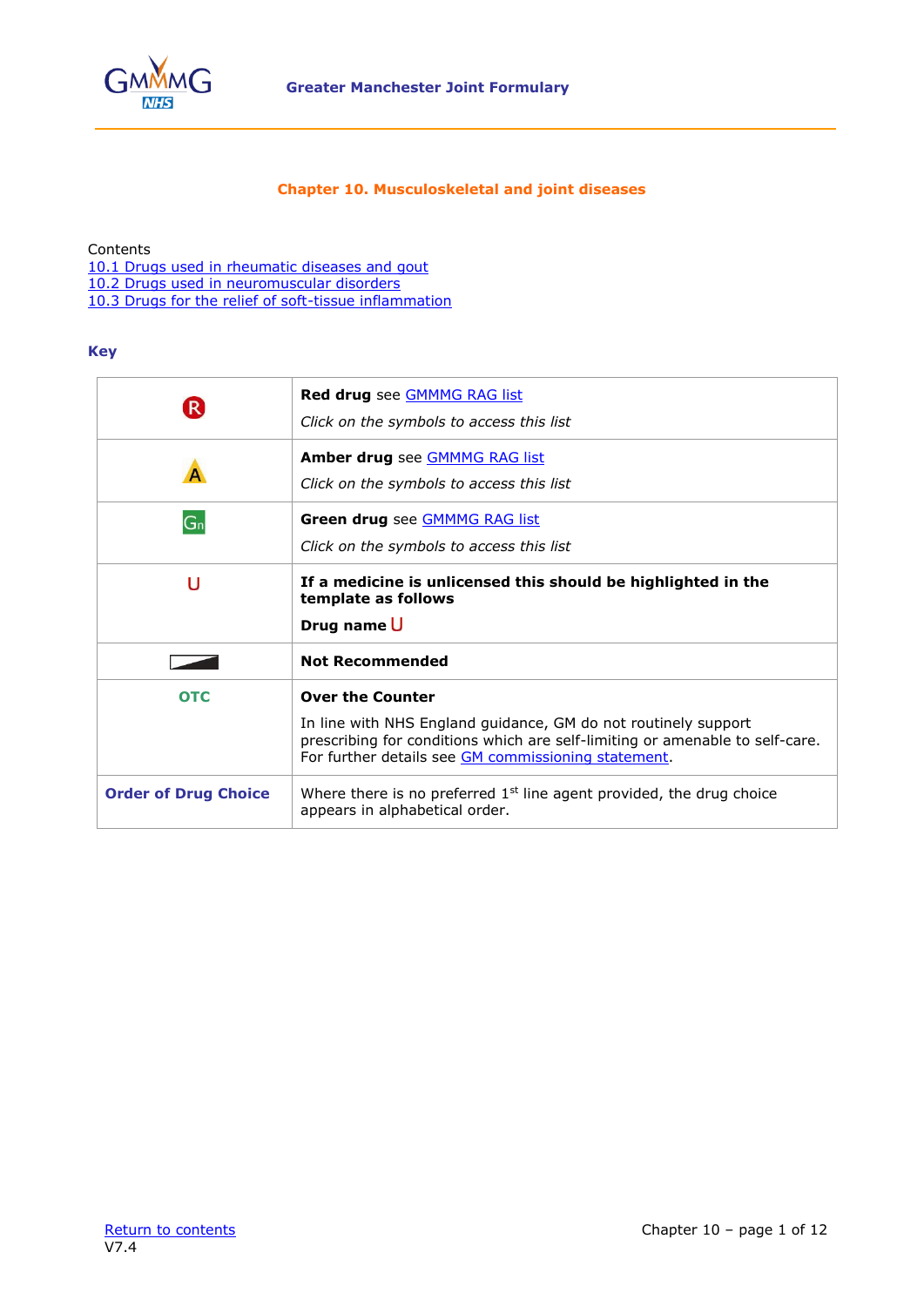# Chapter 10. Musculoskeletal and joint diseases

Contents

[10.1 Drugs used in rheumatic diseases and gout](#)
[10.2 Drugs used in neuromuscular disorders](#)
[10.3 Drugs for the relief of soft-tissue inflammation](#)

## Key

| | |
|---|---|
| R | **Red drug** see GMMMG RAG list<br>*Click on the symbols to access this list* |
| A | **Amber drug** see GMMMG RAG list<br>*Click on the symbols to access this list* |
| Gn | **Green drug** see GMMMG RAG list<br>*Click on the symbols to access this list* |
| U | **If a medicine is unlicensed this should be highlighted in the template as follows**<br>**Drug name** U |
| | **Not Recommended** |
| **OTC** | **Over the Counter**<br>In line with NHS England guidance, GM do not routinely support prescribing for conditions which are self-limiting or amenable to self-care. For further details see GM commissioning statement. |
| **Order of Drug Choice** | Where there is no preferred 1st line agent provided, the drug choice appears in alphabetical order. |

Return to contents
V7.4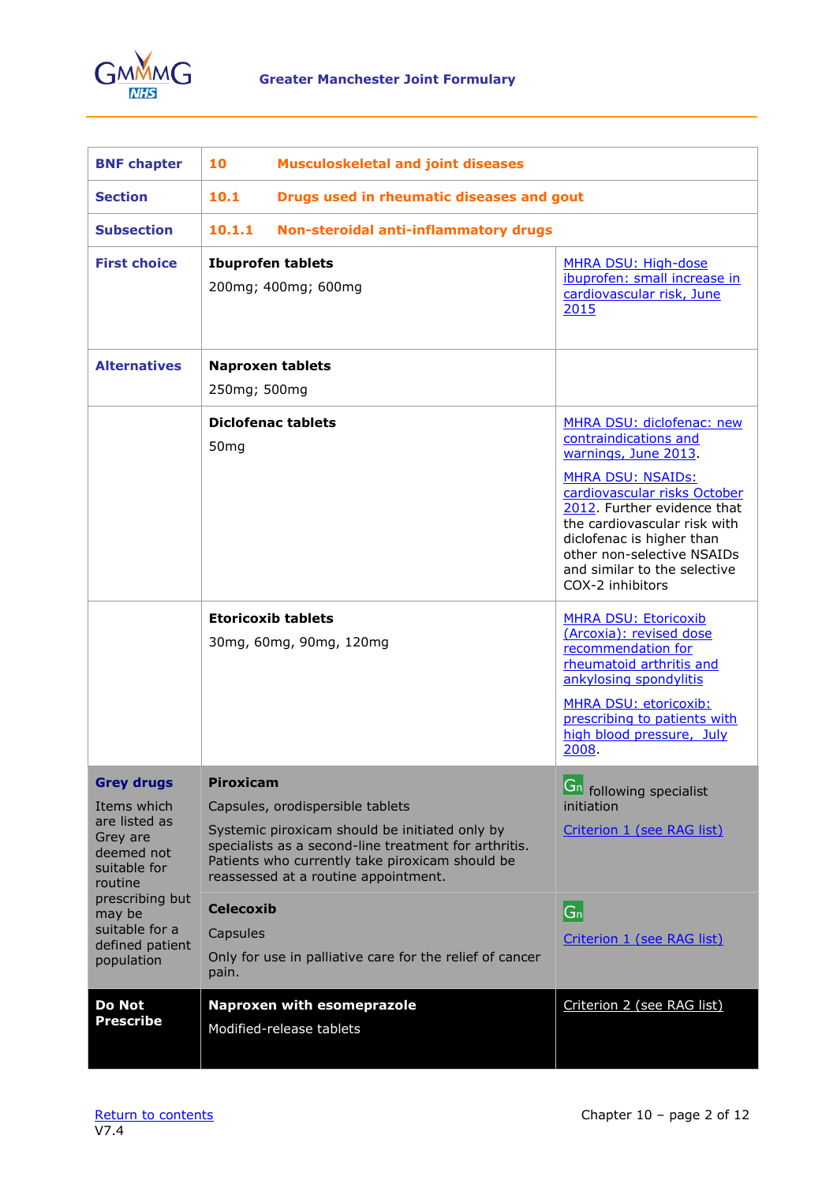| | | |
|---|---|---|
| **BNF chapter** | **10 Musculoskeletal and joint diseases** | |
| **Section** | **10.1 Drugs used in rheumatic diseases and gout** | |
| **Subsection** | **10.1.1 Non-steroidal anti-inflammatory drugs** | |
| **First choice** | **Ibuprofen tablets**<br>200mg; 400mg; 600mg | MHRA DSU: High-dose ibuprofen: small increase in cardiovascular risk, June 2015 |
| **Alternatives** | **Naproxen tablets**<br>250mg; 500mg | |
| | **Diclofenac tablets**<br>50mg | MHRA DSU: diclofenac: new contraindications and warnings, June 2013.<br>MHRA DSU: NSAIDs: cardiovascular risks October 2012. Further evidence that the cardiovascular risk with diclofenac is higher than other non-selective NSAIDs and similar to the selective COX-2 inhibitors |
| | **Etoricoxib tablets**<br>30mg, 60mg, 90mg, 120mg | MHRA DSU: Etoricoxib (Arcoxia): revised dose recommendation for rheumatoid arthritis and ankylosing spondylitis<br>MHRA DSU: etoricoxib: prescribing to patients with high blood pressure, July 2008. |
| **Grey drugs**<br>Items which are listed as Grey are deemed not suitable for routine prescribing but may be suitable for a defined patient population | **Piroxicam**<br>Capsules, orodispersible tablets<br>Systemic piroxicam should be initiated only by specialists as a second-line treatment for arthritis. Patients who currently take piroxicam should be reassessed at a routine appointment. | Gn following specialist initiation<br>Criterion 1 (see RAG list) |
| | **Celecoxib**<br>Capsules<br>Only for use in palliative care for the relief of cancer pain. | Gn<br>Criterion 1 (see RAG list) |
| **Do Not Prescribe** | **Naproxen with esomeprazole**<br>Modified-release tablets | Criterion 2 (see RAG list) |

Return to contents
V7.4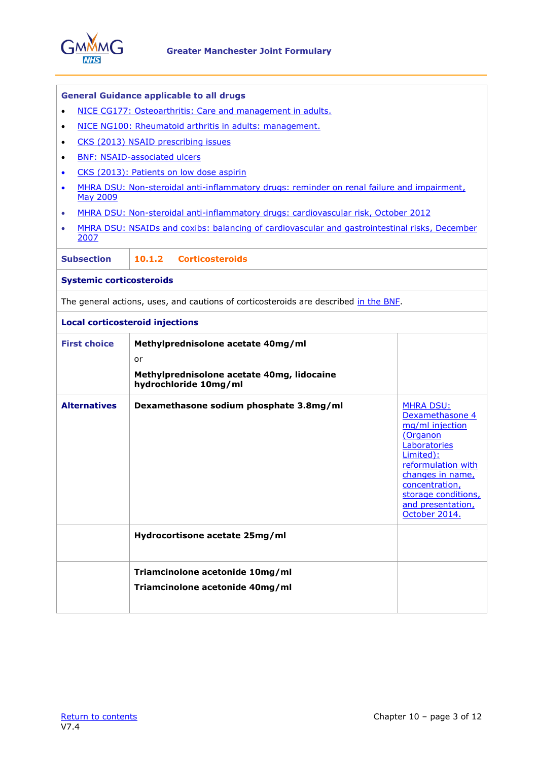**General Guidance applicable to all drugs**

- NICE CG177: Osteoarthritis: Care and management in adults.
- NICE NG100: Rheumatoid arthritis in adults: management.
- CKS (2013) NSAID prescribing issues
- BNF: NSAID-associated ulcers
- CKS (2013): Patients on low dose aspirin
- MHRA DSU: Non-steroidal anti-inflammatory drugs: reminder on renal failure and impairment, May 2009
- MHRA DSU: Non-steroidal anti-inflammatory drugs: cardiovascular risk, October 2012
- MHRA DSU: NSAIDs and coxibs: balancing of cardiovascular and gastrointestinal risks, December 2007

| **Subsection** | **10.1.2 Corticosteroids** | |
|---|---|---|
| **Systemic corticosteroids** | | |
| The general actions, uses, and cautions of corticosteroids are described in the BNF. | | |
| **Local corticosteroid injections** | | |
| **First choice** | **Methylprednisolone acetate 40mg/ml**<br>or<br>**Methylprednisolone acetate 40mg, lidocaine hydrochloride 10mg/ml** | |
| **Alternatives** | **Dexamethasone sodium phosphate 3.8mg/ml** | MHRA DSU: Dexamethasone 4 mg/ml injection (Organon Laboratories Limited): reformulation with changes in name, concentration, storage conditions, and presentation, October 2014. |
| | **Hydrocortisone acetate 25mg/ml** | |
| | **Triamcinolone acetonide 10mg/ml**<br>**Triamcinolone acetonide 40mg/ml** | |

Return to contents
V7.4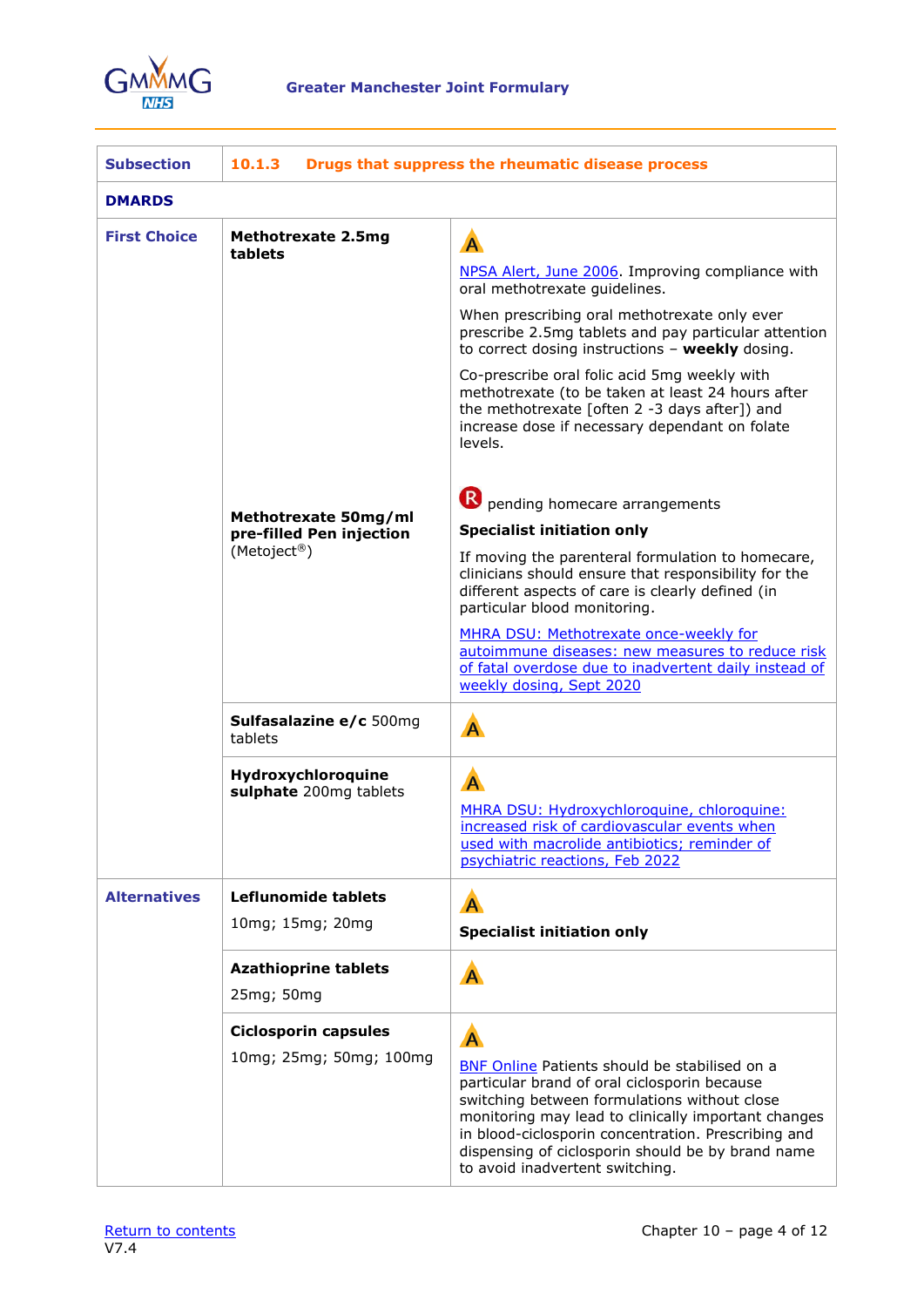| Subsection | 10.1.3 Drugs that suppress the rheumatic disease process | |
|---|---|---|
| **DMARDS** | | |
| **First Choice** | **Methotrexate 2.5mg tablets** | A<br>NPSA Alert, June 2006. Improving compliance with oral methotrexate guidelines.<br>When prescribing oral methotrexate only ever prescribe 2.5mg tablets and pay particular attention to correct dosing instructions – **weekly** dosing.<br>Co-prescribe oral folic acid 5mg weekly with methotrexate (to be taken at least 24 hours after the methotrexate [often 2 -3 days after]) and increase dose if necessary dependant on folate levels. |
| | **Methotrexate 50mg/ml pre-filled Pen injection** (Metoject®) | R pending homecare arrangements<br>**Specialist initiation only**<br>If moving the parenteral formulation to homecare, clinicians should ensure that responsibility for the different aspects of care is clearly defined (in particular blood monitoring.<br>MHRA DSU: Methotrexate once-weekly for autoimmune diseases: new measures to reduce risk of fatal overdose due to inadvertent daily instead of weekly dosing, Sept 2020 |
| | **Sulfasalazine e/c** 500mg tablets | A |
| | **Hydroxychloroquine sulphate** 200mg tablets | A<br>MHRA DSU: Hydroxychloroquine, chloroquine: increased risk of cardiovascular events when used with macrolide antibiotics; reminder of psychiatric reactions, Feb 2022 |
| **Alternatives** | **Leflunomide tablets**<br>10mg; 15mg; 20mg | A<br>**Specialist initiation only** |
| | **Azathioprine tablets**<br>25mg; 50mg | A |
| | **Ciclosporin capsules**<br>10mg; 25mg; 50mg; 100mg | A<br>BNF Online Patients should be stabilised on a particular brand of oral ciclosporin because switching between formulations without close monitoring may lead to clinically important changes in blood-ciclosporin concentration. Prescribing and dispensing of ciclosporin should be by brand name to avoid inadvertent switching. |

Return to contents
V7.4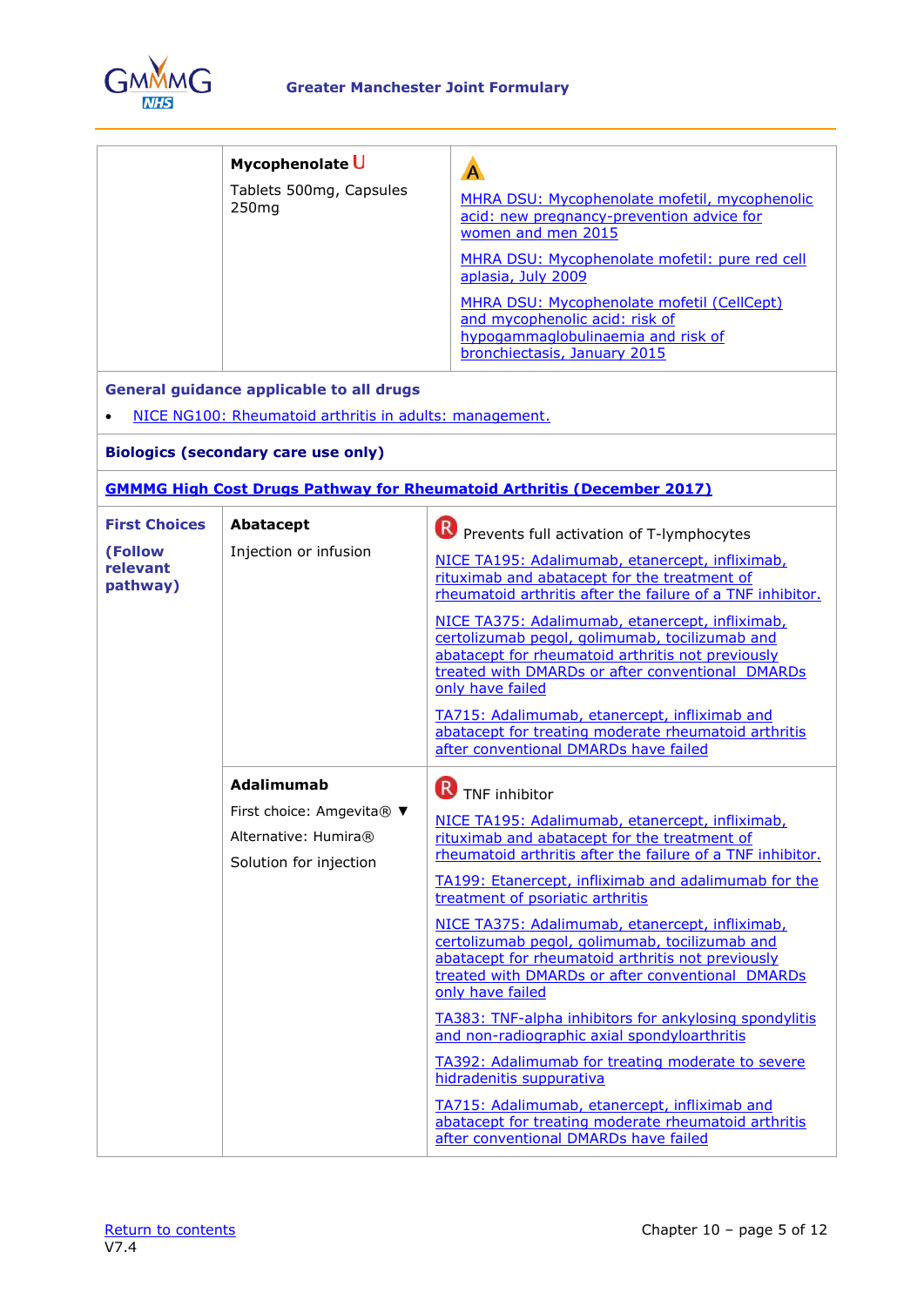| | | |
|---|---|---|
| | **Mycophenolate** U<br><br>Tablets 500mg, Capsules 250mg | A<br><br>MHRA DSU: Mycophenolate mofetil, mycophenolic acid: new pregnancy-prevention advice for women and men 2015<br><br>MHRA DSU: Mycophenolate mofetil: pure red cell aplasia, July 2009<br><br>MHRA DSU: Mycophenolate mofetil (CellCept) and mycophenolic acid: risk of hypogammaglobulinaemia and risk of bronchiectasis, January 2015 |
| **General guidance applicable to all drugs**<br><br>• NICE NG100: Rheumatoid arthritis in adults: management. | | |
| **Biologics (secondary care use only)** | | |
| **GMMMG High Cost Drugs Pathway for Rheumatoid Arthritis (December 2017)** | | |
| **First Choices**<br><br>**(Follow relevant pathway)** | **Abatacept**<br><br>Injection or infusion | R Prevents full activation of T-lymphocytes<br><br>NICE TA195: Adalimumab, etanercept, infliximab, rituximab and abatacept for the treatment of rheumatoid arthritis after the failure of a TNF inhibitor.<br><br>NICE TA375: Adalimumab, etanercept, infliximab, certolizumab pegol, golimumab, tocilizumab and abatacept for rheumatoid arthritis not previously treated with DMARDs or after conventional DMARDs only have failed<br><br>TA715: Adalimumab, etanercept, infliximab and abatacept for treating moderate rheumatoid arthritis after conventional DMARDs have failed |
| | **Adalimumab**<br><br>First choice: Amgevita® ▼<br><br>Alternative: Humira®<br><br>Solution for injection | R TNF inhibitor<br><br>NICE TA195: Adalimumab, etanercept, infliximab, rituximab and abatacept for the treatment of rheumatoid arthritis after the failure of a TNF inhibitor.<br><br>TA199: Etanercept, infliximab and adalimumab for the treatment of psoriatic arthritis<br><br>NICE TA375: Adalimumab, etanercept, infliximab, certolizumab pegol, golimumab, tocilizumab and abatacept for rheumatoid arthritis not previously treated with DMARDs or after conventional DMARDs only have failed<br><br>TA383: TNF-alpha inhibitors for ankylosing spondylitis and non-radiographic axial spondyloarthritis<br><br>TA392: Adalimumab for treating moderate to severe hidradenitis suppurativa<br><br>TA715: Adalimumab, etanercept, infliximab and abatacept for treating moderate rheumatoid arthritis after conventional DMARDs have failed |

Return to contents
V7.4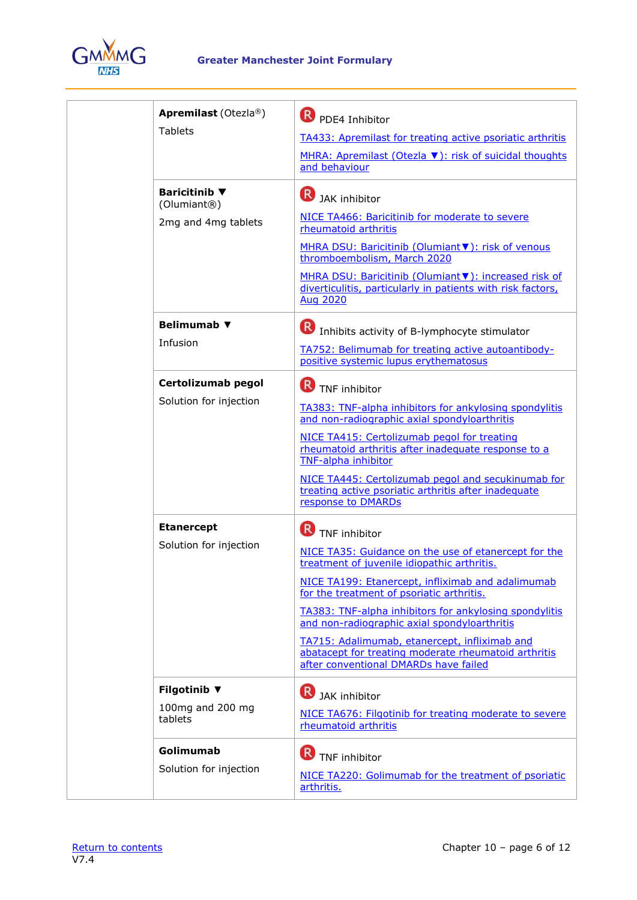| | | |
|---|---|---|
| | **Apremilast** (Otezla®)<br><br>Tablets | R PDE4 Inhibitor<br><br>TA433: Apremilast for treating active psoriatic arthritis<br><br>MHRA: Apremilast (Otezla ▼): risk of suicidal thoughts and behaviour |
| | **Baricitinib ▼** (Olumiant®)<br><br>2mg and 4mg tablets | R JAK inhibitor<br><br>NICE TA466: Baricitinib for moderate to severe rheumatoid arthritis<br><br>MHRA DSU: Baricitinib (Olumiant▼): risk of venous thromboembolism, March 2020<br><br>MHRA DSU: Baricitinib (Olumiant▼): increased risk of diverticulitis, particularly in patients with risk factors, Aug 2020 |
| | **Belimumab ▼**<br><br>Infusion | R Inhibits activity of B-lymphocyte stimulator<br><br>TA752: Belimumab for treating active autoantibody-positive systemic lupus erythematosus |
| | **Certolizumab pegol**<br><br>Solution for injection | R TNF inhibitor<br><br>TA383: TNF-alpha inhibitors for ankylosing spondylitis and non-radiographic axial spondyloarthritis<br><br>NICE TA415: Certolizumab pegol for treating rheumatoid arthritis after inadequate response to a TNF-alpha inhibitor<br><br>NICE TA445: Certolizumab pegol and secukinumab for treating active psoriatic arthritis after inadequate response to DMARDs |
| | **Etanercept**<br><br>Solution for injection | R TNF inhibitor<br><br>NICE TA35: Guidance on the use of etanercept for the treatment of juvenile idiopathic arthritis.<br><br>NICE TA199: Etanercept, infliximab and adalimumab for the treatment of psoriatic arthritis.<br><br>TA383: TNF-alpha inhibitors for ankylosing spondylitis and non-radiographic axial spondyloarthritis<br><br>TA715: Adalimumab, etanercept, infliximab and abatacept for treating moderate rheumatoid arthritis after conventional DMARDs have failed |
| | **Filgotinib ▼**<br><br>100mg and 200 mg tablets | R JAK inhibitor<br><br>NICE TA676: Filgotinib for treating moderate to severe rheumatoid arthritis |
| | **Golimumab**<br><br>Solution for injection | R TNF inhibitor<br><br>NICE TA220: Golimumab for the treatment of psoriatic arthritis. |

Return to contents
V7.4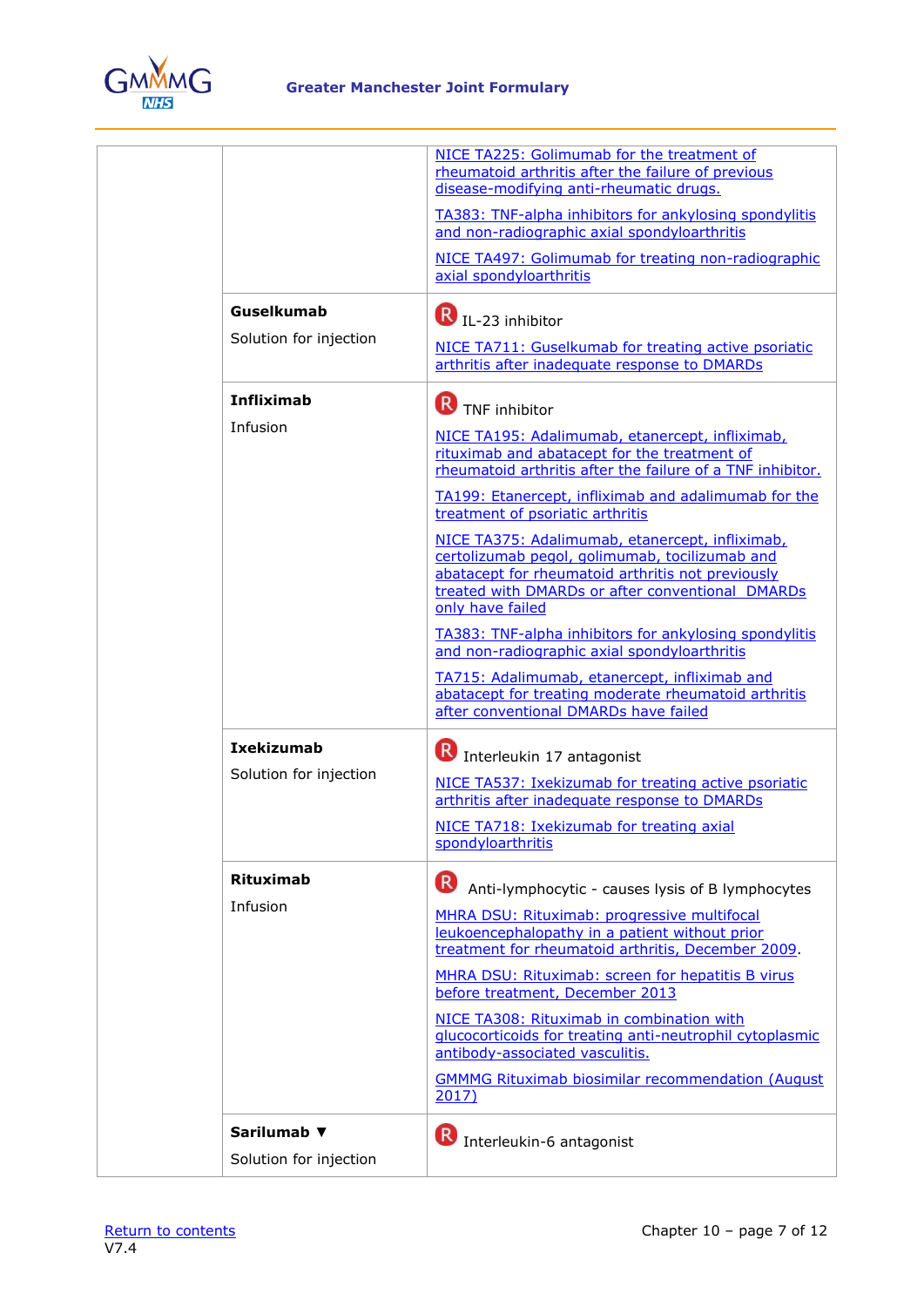| | | |
|---|---|---|
| | | NICE TA225: Golimumab for the treatment of rheumatoid arthritis after the failure of previous disease-modifying anti-rheumatic drugs.<br><br>TA383: TNF-alpha inhibitors for ankylosing spondylitis and non-radiographic axial spondyloarthritis<br><br>NICE TA497: Golimumab for treating non-radiographic axial spondyloarthritis |
| | **Guselkumab**<br><br>Solution for injection | R IL-23 inhibitor<br><br>NICE TA711: Guselkumab for treating active psoriatic arthritis after inadequate response to DMARDs |
| | **Infliximab**<br><br>Infusion | R TNF inhibitor<br><br>NICE TA195: Adalimumab, etanercept, infliximab, rituximab and abatacept for the treatment of rheumatoid arthritis after the failure of a TNF inhibitor.<br><br>TA199: Etanercept, infliximab and adalimumab for the treatment of psoriatic arthritis<br><br>NICE TA375: Adalimumab, etanercept, infliximab, certolizumab pegol, golimumab, tocilizumab and abatacept for rheumatoid arthritis not previously treated with DMARDs or after conventional DMARDs only have failed<br><br>TA383: TNF-alpha inhibitors for ankylosing spondylitis and non-radiographic axial spondyloarthritis<br><br>TA715: Adalimumab, etanercept, infliximab and abatacept for treating moderate rheumatoid arthritis after conventional DMARDs have failed |
| | **Ixekizumab**<br><br>Solution for injection | R Interleukin 17 antagonist<br><br>NICE TA537: Ixekizumab for treating active psoriatic arthritis after inadequate response to DMARDs<br><br>NICE TA718: Ixekizumab for treating axial spondyloarthritis |
| | **Rituximab**<br><br>Infusion | R Anti-lymphocytic - causes lysis of B lymphocytes<br><br>MHRA DSU: Rituximab: progressive multifocal leukoencephalopathy in a patient without prior treatment for rheumatoid arthritis, December 2009.<br><br>MHRA DSU: Rituximab: screen for hepatitis B virus before treatment, December 2013<br><br>NICE TA308: Rituximab in combination with glucocorticoids for treating anti-neutrophil cytoplasmic antibody-associated vasculitis.<br><br>GMMMG Rituximab biosimilar recommendation (August 2017) |
| | **Sarilumab ▼**<br><br>Solution for injection | R Interleukin-6 antagonist |

Return to contents
V7.4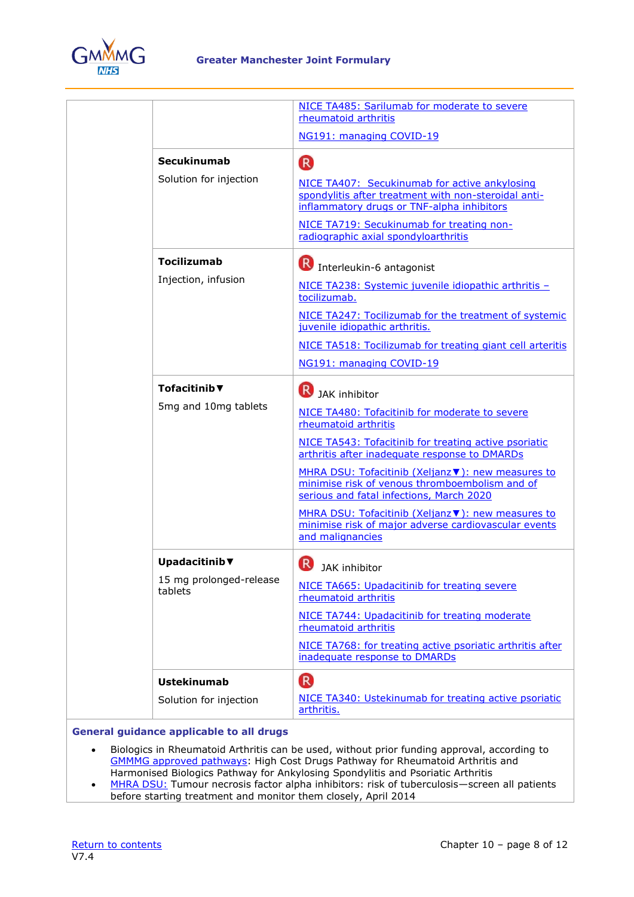| | | |
|---|---|---|
| | | NICE TA485: Sarilumab for moderate to severe rheumatoid arthritis<br><br>NG191: managing COVID-19 |
| | **Secukinumab**<br><br>Solution for injection | R<br><br>NICE TA407: Secukinumab for active ankylosing spondylitis after treatment with non-steroidal anti-inflammatory drugs or TNF-alpha inhibitors<br><br>NICE TA719: Secukinumab for treating non-radiographic axial spondyloarthritis |
| | **Tocilizumab**<br><br>Injection, infusion | R Interleukin-6 antagonist<br><br>NICE TA238: Systemic juvenile idiopathic arthritis – tocilizumab.<br><br>NICE TA247: Tocilizumab for the treatment of systemic juvenile idiopathic arthritis.<br><br>NICE TA518: Tocilizumab for treating giant cell arteritis<br><br>NG191: managing COVID-19 |
| | **Tofacitinib▼**<br><br>5mg and 10mg tablets | R JAK inhibitor<br><br>NICE TA480: Tofacitinib for moderate to severe rheumatoid arthritis<br><br>NICE TA543: Tofacitinib for treating active psoriatic arthritis after inadequate response to DMARDs<br><br>MHRA DSU: Tofacitinib (Xeljanz▼): new measures to minimise risk of venous thromboembolism and of serious and fatal infections, March 2020<br><br>MHRA DSU: Tofacitinib (Xeljanz▼): new measures to minimise risk of major adverse cardiovascular events and malignancies |
| | **Upadacitinib▼**<br><br>15 mg prolonged-release tablets | R JAK inhibitor<br><br>NICE TA665: Upadacitinib for treating severe rheumatoid arthritis<br><br>NICE TA744: Upadacitinib for treating moderate rheumatoid arthritis<br><br>NICE TA768: for treating active psoriatic arthritis after inadequate response to DMARDs |
| | **Ustekinumab**<br><br>Solution for injection | R<br><br>NICE TA340: Ustekinumab for treating active psoriatic arthritis. |

**General guidance applicable to all drugs**

- Biologics in Rheumatoid Arthritis can be used, without prior funding approval, according to GMMMG approved pathways: High Cost Drugs Pathway for Rheumatoid Arthritis and Harmonised Biologics Pathway for Ankylosing Spondylitis and Psoriatic Arthritis
- MHRA DSU: Tumour necrosis factor alpha inhibitors: risk of tuberculosis—screen all patients before starting treatment and monitor them closely, April 2014

Return to contents
V7.4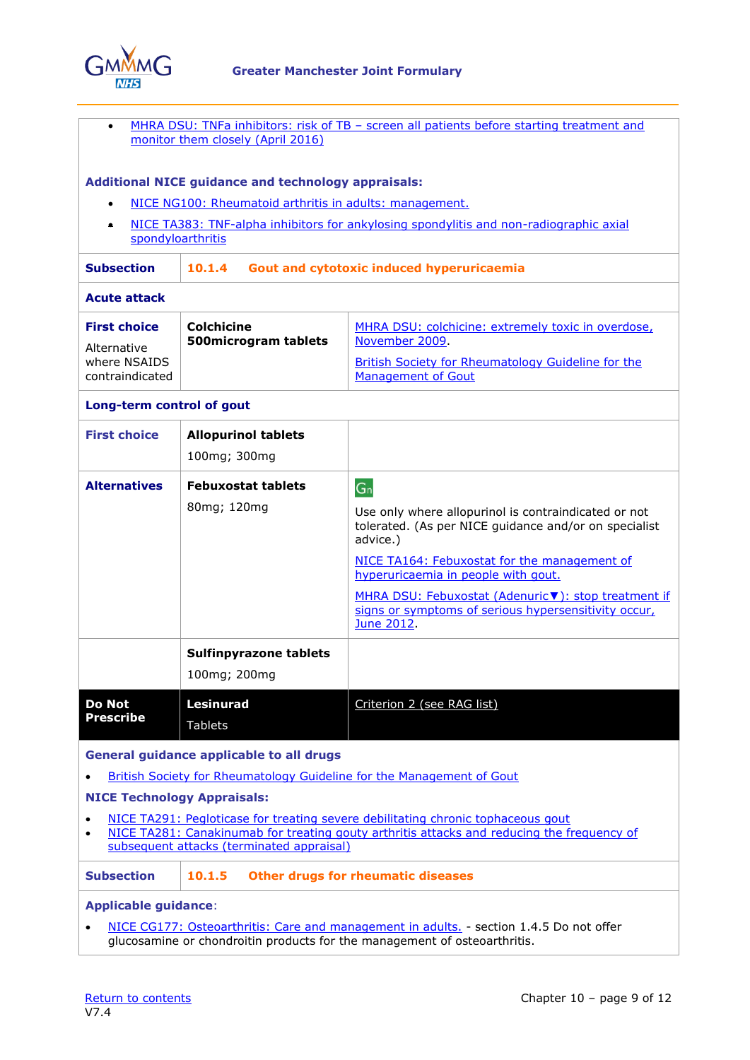- MHRA DSU: TNFa inhibitors: risk of TB – screen all patients before starting treatment and monitor them closely (April 2016)

**Additional NICE guidance and technology appraisals:**

- NICE NG100: Rheumatoid arthritis in adults: management.
- NICE TA383: TNF-alpha inhibitors for ankylosing spondylitis and non-radiographic axial spondyloarthritis

| **Subsection** | **10.1.4 Gout and cytotoxic induced hyperuricaemia** | |
|---|---|---|
| **Acute attack** | | |
| **First choice**<br>Alternative where NSAIDS contraindicated | **Colchicine 500microgram tablets** | MHRA DSU: colchicine: extremely toxic in overdose, November 2009.<br>British Society for Rheumatology Guideline for the Management of Gout |
| **Long-term control of gout** | | |
| **First choice** | **Allopurinol tablets**<br>100mg; 300mg | |
| **Alternatives** | **Febuxostat tablets**<br>80mg; 120mg | Gn<br>Use only where allopurinol is contraindicated or not tolerated. (As per NICE guidance and/or on specialist advice.)<br>NICE TA164: Febuxostat for the management of hyperuricaemia in people with gout.<br>MHRA DSU: Febuxostat (Adenuric▼): stop treatment if signs or symptoms of serious hypersensitivity occur, June 2012. |
| | **Sulfinpyrazone tablets**<br>100mg; 200mg | |
| **Do Not Prescribe** | **Lesinurad**<br>Tablets | Criterion 2 (see RAG list) |

**General guidance applicable to all drugs**

- British Society for Rheumatology Guideline for the Management of Gout

**NICE Technology Appraisals:**

- NICE TA291: Pegloticase for treating severe debilitating chronic tophaceous gout
- NICE TA281: Canakinumab for treating gouty arthritis attacks and reducing the frequency of subsequent attacks (terminated appraisal)

| **Subsection** | **10.1.5 Other drugs for rheumatic diseases** |
|---|---|

**Applicable guidance**:

- NICE CG177: Osteoarthritis: Care and management in adults. - section 1.4.5 Do not offer glucosamine or chondroitin products for the management of osteoarthritis.

Return to contents
V7.4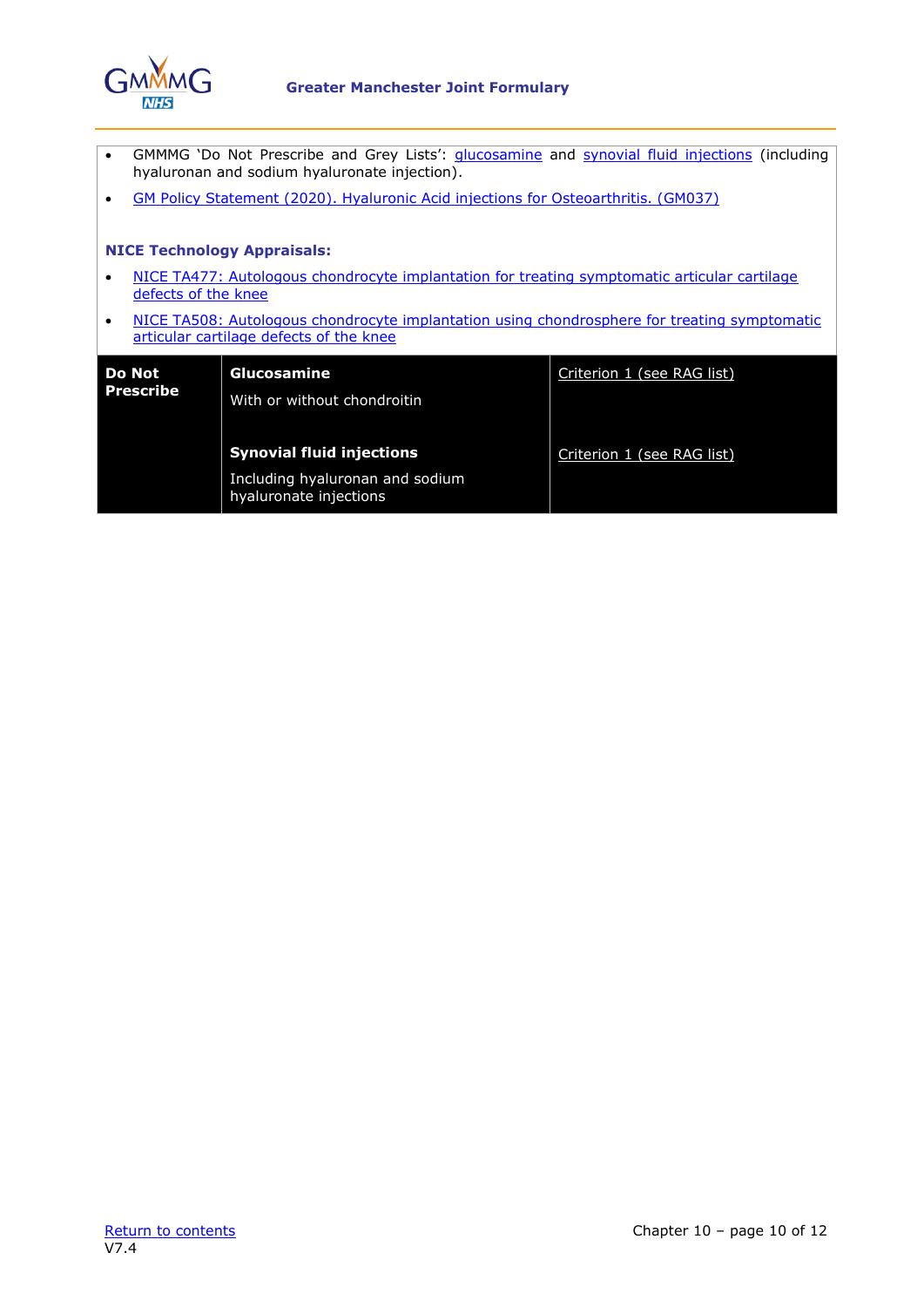- GMMMG 'Do Not Prescribe and Grey Lists': glucosamine and synovial fluid injections (including hyaluronan and sodium hyaluronate injection).
- GM Policy Statement (2020). Hyaluronic Acid injections for Osteoarthritis. (GM037)

**NICE Technology Appraisals:**

- NICE TA477: Autologous chondrocyte implantation for treating symptomatic articular cartilage defects of the knee
- NICE TA508: Autologous chondrocyte implantation using chondrosphere for treating symptomatic articular cartilage defects of the knee

| | | |
|---|---|---|
| **Do Not Prescribe** | **Glucosamine**<br>With or without chondroitin | Criterion 1 (see RAG list) |
| | **Synovial fluid injections**<br>Including hyaluronan and sodium hyaluronate injections | Criterion 1 (see RAG list) |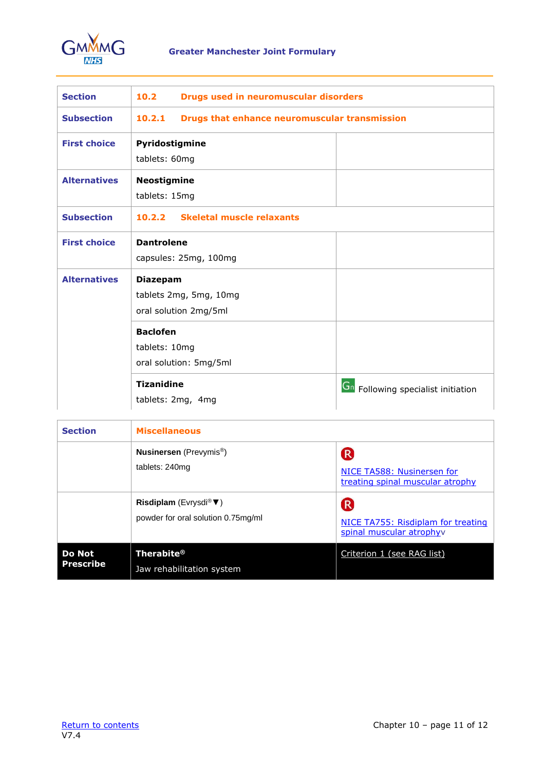| | | |
|---|---|---|
| **Section** | **10.2 Drugs used in neuromuscular disorders** | |
| **Subsection** | **10.2.1 Drugs that enhance neuromuscular transmission** | |
| **First choice** | **Pyridostigmine**<br>tablets: 60mg | |
| **Alternatives** | **Neostigmine**<br>tablets: 15mg | |
| **Subsection** | **10.2.2 Skeletal muscle relaxants** | |
| **First choice** | **Dantrolene**<br>capsules: 25mg, 100mg | |
| **Alternatives** | **Diazepam**<br>tablets 2mg, 5mg, 10mg<br>oral solution 2mg/5ml | |
| | **Baclofen**<br>tablets: 10mg<br>oral solution: 5mg/5ml | |
| | **Tizanidine**<br>tablets: 2mg, 4mg | Gn Following specialist initiation |

| | | |
|---|---|---|
| **Section** | **Miscellaneous** | |
| | **Nusinersen** (Prevymis®)<br>tablets: 240mg | R<br>NICE TA588: Nusinersen for treating spinal muscular atrophy |
| | **Risdiplam** (Evrysdi®▼)<br>powder for oral solution 0.75mg/ml | R<br>NICE TA755: Risdiplam for treating spinal muscular atrophyv |
| **Do Not Prescribe** | **Therabite®**<br>Jaw rehabilitation system | Criterion 1 (see RAG list) |

Return to contents
V7.4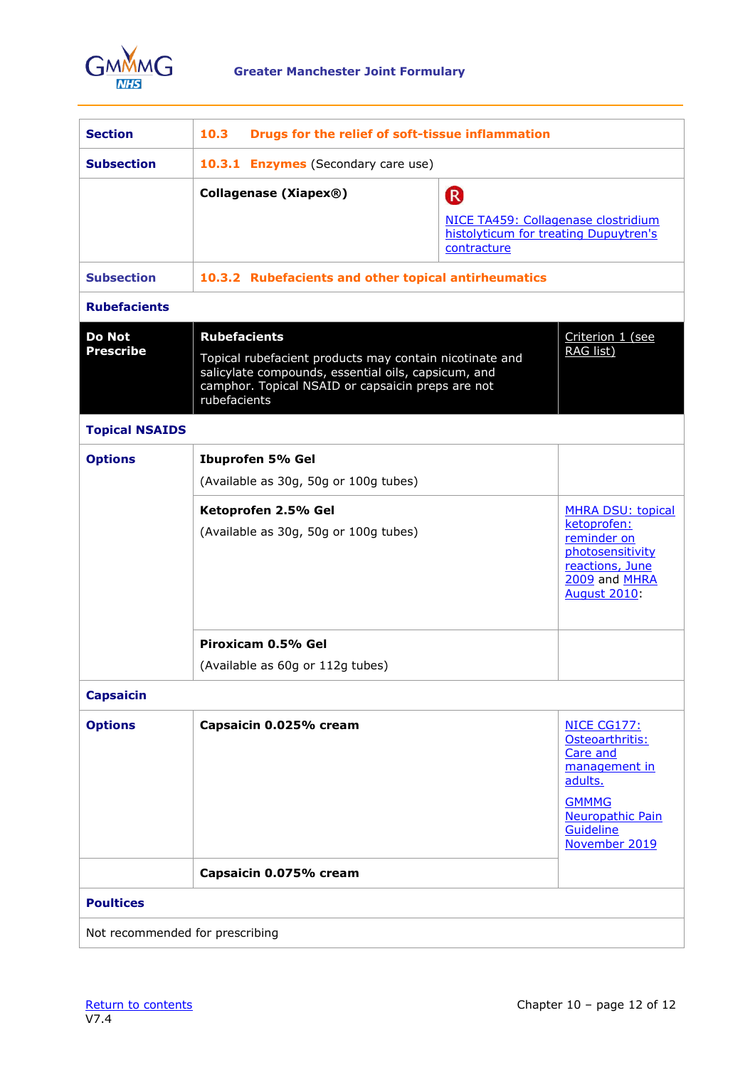| | | |
|---|---|---|
| **Section** | **10.3 Drugs for the relief of soft-tissue inflammation** | |
| **Subsection** | **10.3.1 Enzymes** (Secondary care use) | |
| | **Collagenase (Xiapex®)** | R<br>NICE TA459: Collagenase clostridium histolyticum for treating Dupuytren's contracture |
| **Subsection** | **10.3.2 Rubefacients and other topical antirheumatics** | |
| **Rubefacients** | | |
| **Do Not Prescribe** | **Rubefacients**<br>Topical rubefacient products may contain nicotinate and salicylate compounds, essential oils, capsicum, and camphor. Topical NSAID or capsaicin preps are not rubefacients | Criterion 1 (see RAG list) |
| **Topical NSAIDS** | | |
| **Options** | **Ibuprofen 5% Gel**<br>(Available as 30g, 50g or 100g tubes) | |
| | **Ketoprofen 2.5% Gel**<br>(Available as 30g, 50g or 100g tubes) | MHRA DSU: topical ketoprofen: reminder on photosensitivity reactions, June 2009 and MHRA August 2010: |
| | **Piroxicam 0.5% Gel**<br>(Available as 60g or 112g tubes) | |
| **Capsaicin** | | |
| **Options** | **Capsaicin 0.025% cream** | NICE CG177: Osteoarthritis: Care and management in adults.<br>GMMMG Neuropathic Pain Guideline November 2019 |
| | **Capsaicin 0.075% cream** | |
| **Poultices** | | |
| Not recommended for prescribing | | |

Return to contents
V7.4